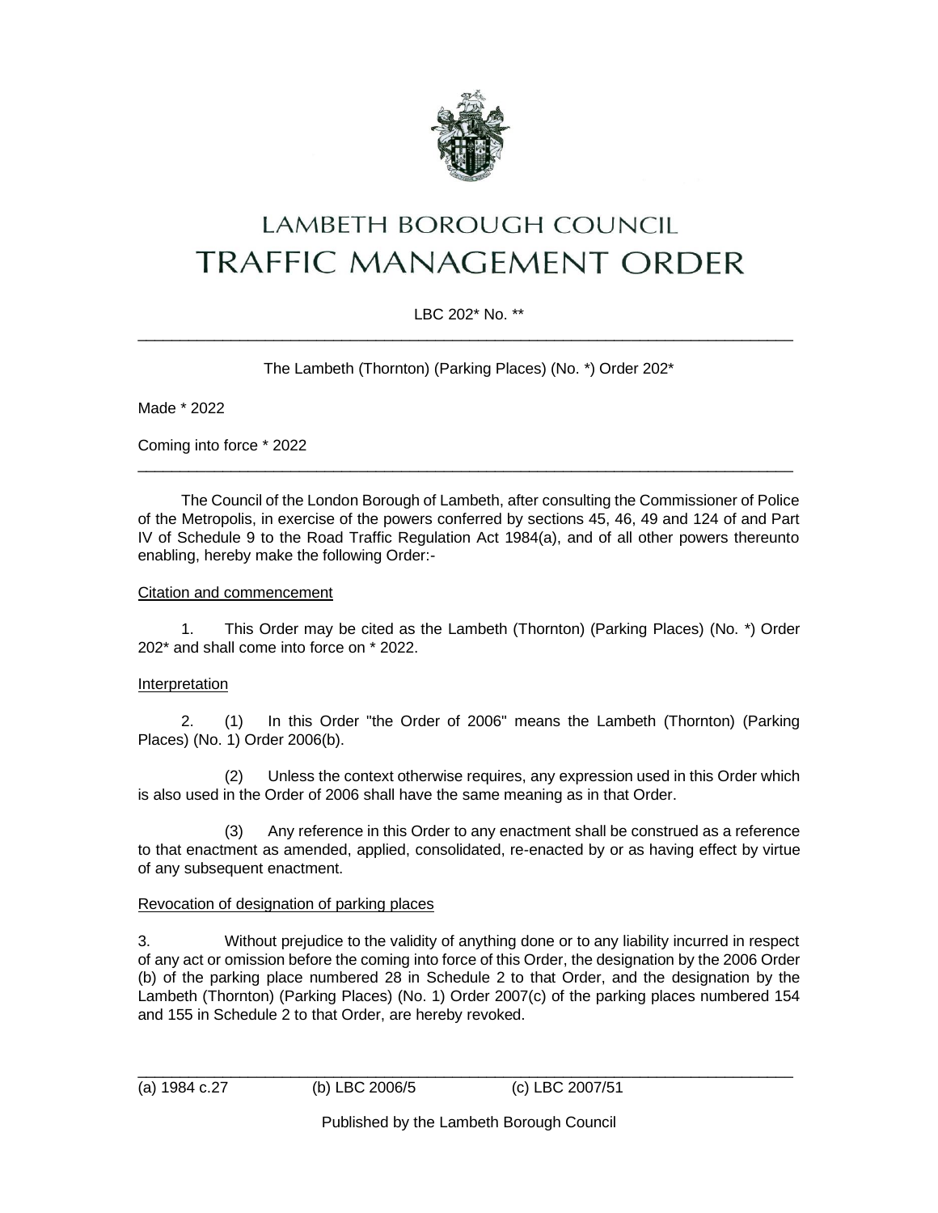# LAMBETH BOROUGH COUNCIL
# TRAFFIC MANAGEMENT ORDER

LBC 202* No. **

---

The Lambeth (Thornton) (Parking Places) (No. *) Order 202*

Made * 2022

Coming into force * 2022

---

The Council of the London Borough of Lambeth, after consulting the Commissioner of Police of the Metropolis, in exercise of the powers conferred by sections 45, 46, 49 and 124 of and Part IV of Schedule 9 to the Road Traffic Regulation Act 1984(a), and of all other powers thereunto enabling, hereby make the following Order:-

Citation and commencement

1. This Order may be cited as the Lambeth (Thornton) (Parking Places) (No. *) Order 202* and shall come into force on * 2022.

Interpretation

2. (1) In this Order "the Order of 2006" means the Lambeth (Thornton) (Parking Places) (No. 1) Order 2006(b).

(2) Unless the context otherwise requires, any expression used in this Order which is also used in the Order of 2006 shall have the same meaning as in that Order.

(3) Any reference in this Order to any enactment shall be construed as a reference to that enactment as amended, applied, consolidated, re-enacted by or as having effect by virtue of any subsequent enactment.

Revocation of designation of parking places

3. Without prejudice to the validity of anything done or to any liability incurred in respect of any act or omission before the coming into force of this Order, the designation by the 2006 Order (b) of the parking place numbered 28 in Schedule 2 to that Order, and the designation by the Lambeth (Thornton) (Parking Places) (No. 1) Order 2007(c) of the parking places numbered 154 and 155 in Schedule 2 to that Order, are hereby revoked.

---

(a) 1984 c.27 (b) LBC 2006/5 (c) LBC 2007/51

Published by the Lambeth Borough Council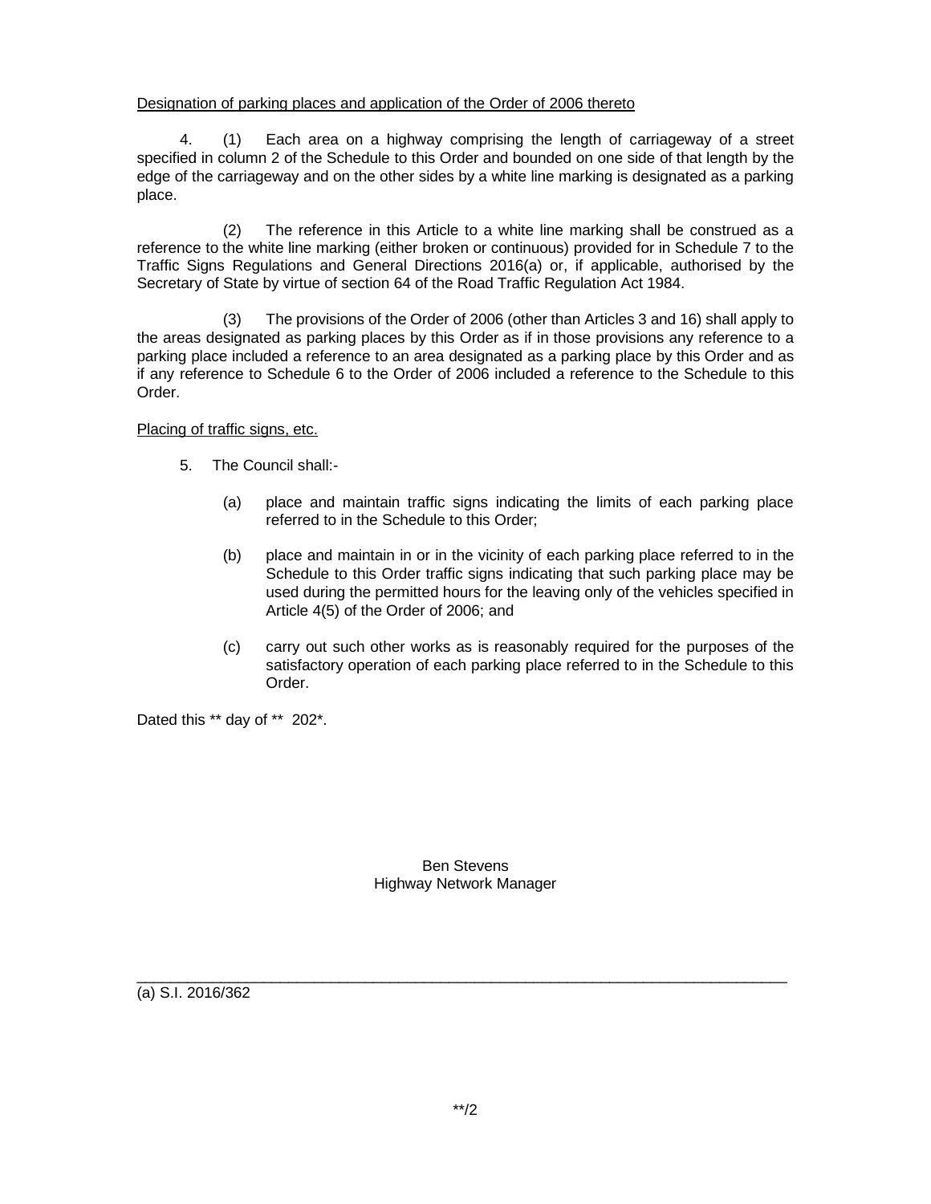Designation of parking places and application of the Order of 2006 thereto

4. (1) Each area on a highway comprising the length of carriageway of a street specified in column 2 of the Schedule to this Order and bounded on one side of that length by the edge of the carriageway and on the other sides by a white line marking is designated as a parking place.

(2) The reference in this Article to a white line marking shall be construed as a reference to the white line marking (either broken or continuous) provided for in Schedule 7 to the Traffic Signs Regulations and General Directions 2016(a) or, if applicable, authorised by the Secretary of State by virtue of section 64 of the Road Traffic Regulation Act 1984.

(3) The provisions of the Order of 2006 (other than Articles 3 and 16) shall apply to the areas designated as parking places by this Order as if in those provisions any reference to a parking place included a reference to an area designated as a parking place by this Order and as if any reference to Schedule 6 to the Order of 2006 included a reference to the Schedule to this Order.

Placing of traffic signs, etc.

5. The Council shall:-

(a) place and maintain traffic signs indicating the limits of each parking place referred to in the Schedule to this Order;

(b) place and maintain in or in the vicinity of each parking place referred to in the Schedule to this Order traffic signs indicating that such parking place may be used during the permitted hours for the leaving only of the vehicles specified in Article 4(5) of the Order of 2006; and

(c) carry out such other works as is reasonably required for the purposes of the satisfactory operation of each parking place referred to in the Schedule to this Order.

Dated this ** day of ** 202*.

Ben Stevens
Highway Network Manager

---

(a) S.I. 2016/362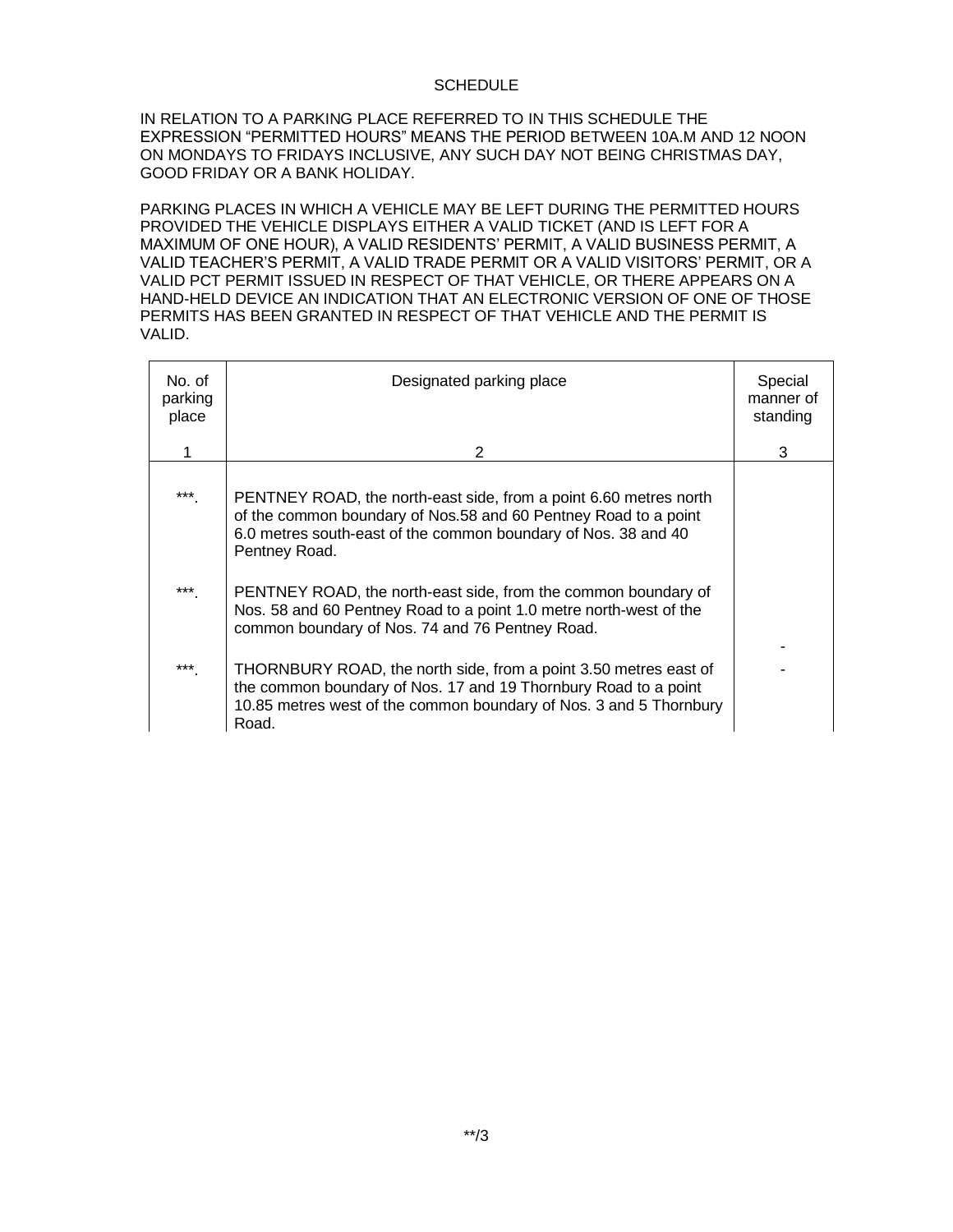SCHEDULE

IN RELATION TO A PARKING PLACE REFERRED TO IN THIS SCHEDULE THE EXPRESSION "PERMITTED HOURS" MEANS THE PERIOD BETWEEN 10A.M AND 12 NOON ON MONDAYS TO FRIDAYS INCLUSIVE, ANY SUCH DAY NOT BEING CHRISTMAS DAY, GOOD FRIDAY OR A BANK HOLIDAY.

PARKING PLACES IN WHICH A VEHICLE MAY BE LEFT DURING THE PERMITTED HOURS PROVIDED THE VEHICLE DISPLAYS EITHER A VALID TICKET (AND IS LEFT FOR A MAXIMUM OF ONE HOUR), A VALID RESIDENTS' PERMIT, A VALID BUSINESS PERMIT, A VALID TEACHER'S PERMIT, A VALID TRADE PERMIT OR A VALID VISITORS' PERMIT, OR A VALID PCT PERMIT ISSUED IN RESPECT OF THAT VEHICLE, OR THERE APPEARS ON A HAND-HELD DEVICE AN INDICATION THAT AN ELECTRONIC VERSION OF ONE OF THOSE PERMITS HAS BEEN GRANTED IN RESPECT OF THAT VEHICLE AND THE PERMIT IS VALID.

| No. of parking place | Designated parking place | Special manner of standing |
|---|---|---|
| 1 | 2 | 3 |
| ***. | PENTNEY ROAD, the north-east side, from a point 6.60 metres north of the common boundary of Nos.58 and 60 Pentney Road to a point 6.0 metres south-east of the common boundary of Nos. 38 and 40 Pentney Road. | |
| ***. | PENTNEY ROAD, the north-east side, from the common boundary of Nos. 58 and 60 Pentney Road to a point 1.0 metre north-west of the common boundary of Nos. 74 and 76 Pentney Road. | - |
| ***. | THORNBURY ROAD, the north side, from a point 3.50 metres east of the common boundary of Nos. 17 and 19 Thornbury Road to a point 10.85 metres west of the common boundary of Nos. 3 and 5 Thornbury Road. | - |